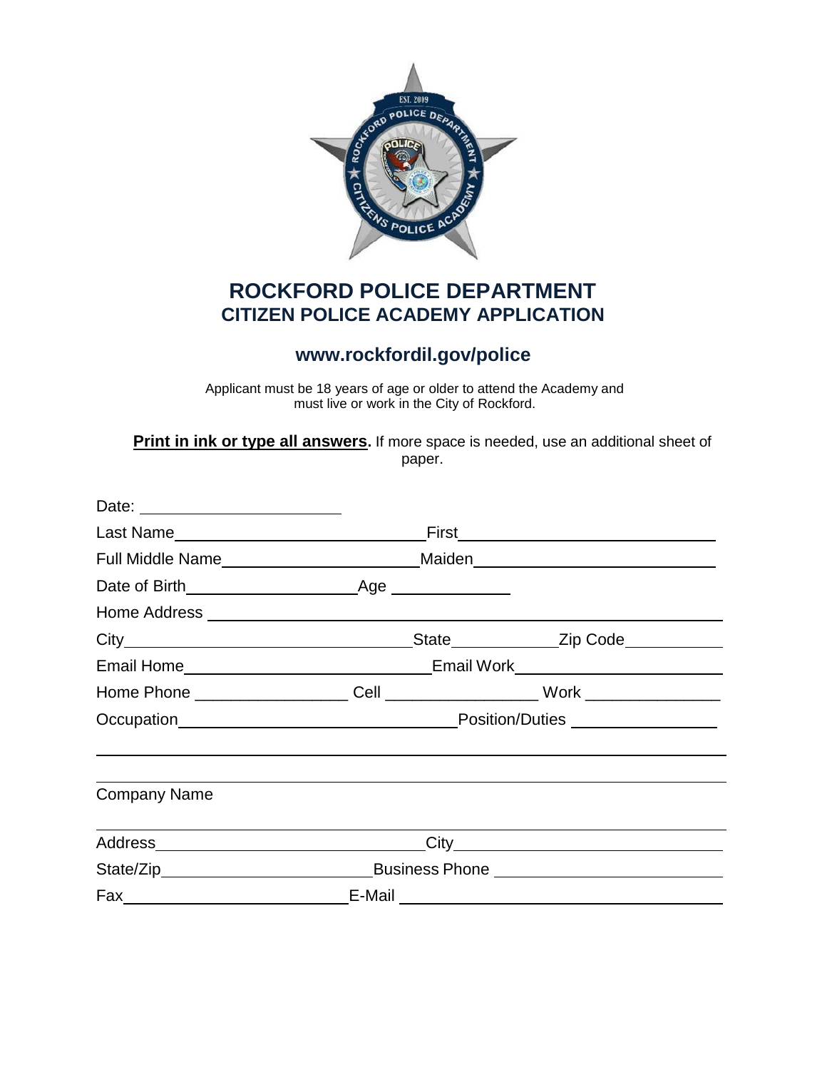# ROCKFORD POLICE DEPARTMENT
## CITIZEN POLICE ACADEMY APPLICATION

### www.rockfordil.gov/police

Applicant must be 18 years of age or older to attend the Academy and must live or work in the City of Rockford.

**Print in ink or type all answers.** If more space is needed, use an additional sheet of paper.

Date: ____________________

Last Name____________________________ First____________________________

Full Middle Name______________________ Maiden__________________________

Date of Birth__________________ Age ____________

Home Address ____________________________________________________

City______________________________ State___________ Zip Code__________

Email Home___________________________ Email Work______________________

Home Phone ________________ Cell ________________ Work ______________

Occupation______________________________ Position/Duties ______________

__________________________________________________________________

__________________________________________________________________

Company Name

__________________________________________________________________

Address______________________________ City____________________________

State/Zip______________________ Business Phone ________________________

Fax________________________ E-Mail ____________________________________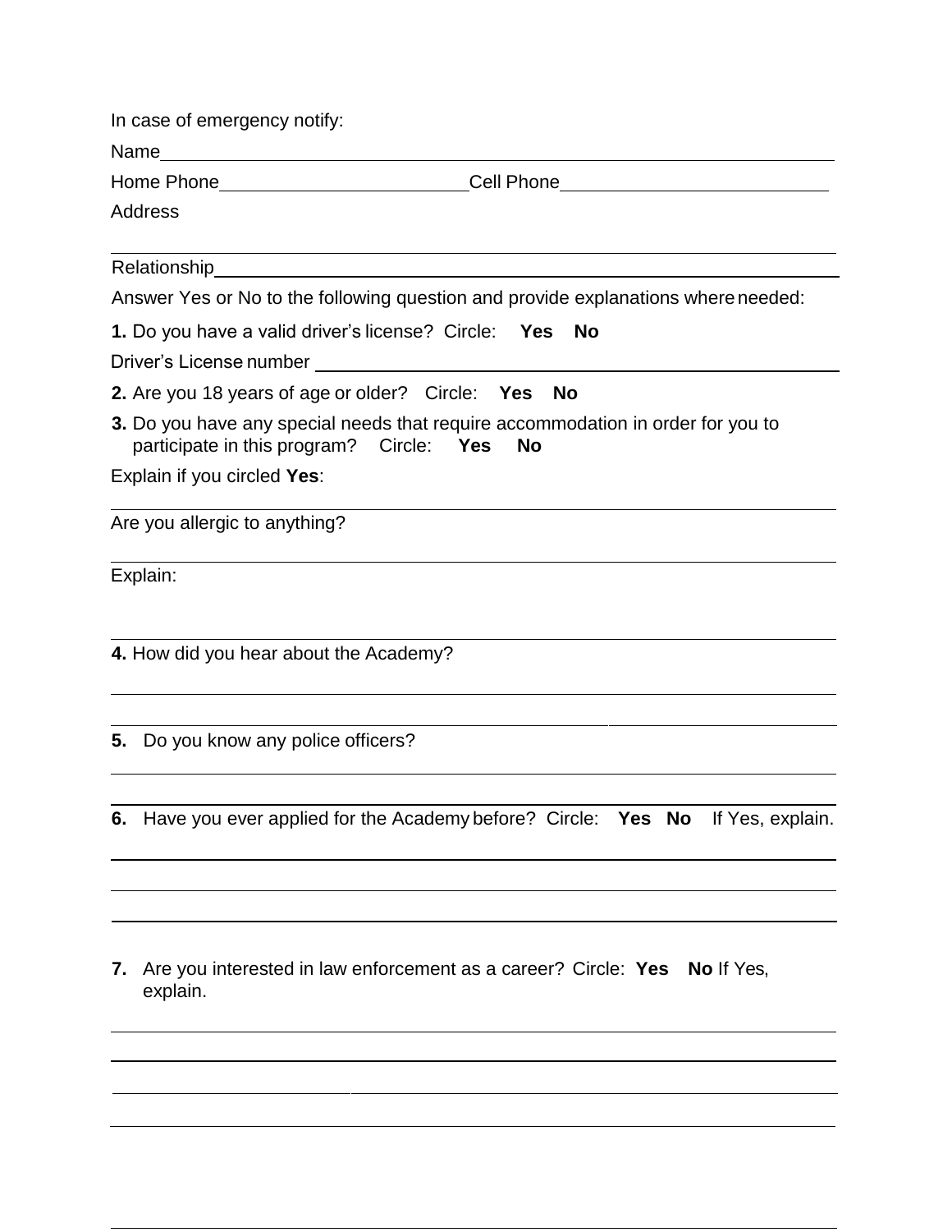In case of emergency notify:

Name\_\_\_\_\_\_\_\_\_\_\_\_\_\_\_\_\_\_\_\_\_\_\_\_\_\_\_\_\_\_\_\_\_\_\_\_\_\_\_\_\_\_\_\_\_\_\_\_\_\_\_\_\_\_\_\_\_\_\_\_

Home Phone\_\_\_\_\_\_\_\_\_\_\_\_\_\_\_\_\_\_\_\_\_\_\_\_ Cell Phone\_\_\_\_\_\_\_\_\_\_\_\_\_\_\_\_\_\_\_\_\_\_\_\_\_\_

Address

\_\_\_\_\_\_\_\_\_\_\_\_\_\_\_\_\_\_\_\_\_\_\_\_\_\_\_\_\_\_\_\_\_\_\_\_\_\_\_\_\_\_\_\_\_\_\_\_\_\_\_\_\_\_\_\_\_\_\_\_\_\_\_\_

Relationship\_\_\_\_\_\_\_\_\_\_\_\_\_\_\_\_\_\_\_\_\_\_\_\_\_\_\_\_\_\_\_\_\_\_\_\_\_\_\_\_\_\_\_\_\_\_\_\_\_\_\_\_\_\_\_\_

Answer Yes or No to the following question and provide explanations where needed:

**1.** Do you have a valid driver's license? Circle: **Yes No**

Driver's License number \_\_\_\_\_\_\_\_\_\_\_\_\_\_\_\_\_\_\_\_\_\_\_\_\_\_\_\_\_\_\_\_\_\_\_\_\_\_\_\_\_\_\_\_\_\_\_\_

**2.** Are you 18 years of age or older? Circle: **Yes No**

**3.** Do you have any special needs that require accommodation in order for you to participate in this program? Circle: **Yes No**

Explain if you circled **Yes**:

\_\_\_\_\_\_\_\_\_\_\_\_\_\_\_\_\_\_\_\_\_\_\_\_\_\_\_\_\_\_\_\_\_\_\_\_\_\_\_\_\_\_\_\_\_\_\_\_\_\_\_\_\_\_\_\_\_\_\_\_\_\_\_\_

Are you allergic to anything?

\_\_\_\_\_\_\_\_\_\_\_\_\_\_\_\_\_\_\_\_\_\_\_\_\_\_\_\_\_\_\_\_\_\_\_\_\_\_\_\_\_\_\_\_\_\_\_\_\_\_\_\_\_\_\_\_\_\_\_\_\_\_\_\_

Explain:

\_\_\_\_\_\_\_\_\_\_\_\_\_\_\_\_\_\_\_\_\_\_\_\_\_\_\_\_\_\_\_\_\_\_\_\_\_\_\_\_\_\_\_\_\_\_\_\_\_\_\_\_\_\_\_\_\_\_\_\_\_\_\_\_

**4.** How did you hear about the Academy?

\_\_\_\_\_\_\_\_\_\_\_\_\_\_\_\_\_\_\_\_\_\_\_\_\_\_\_\_\_\_\_\_\_\_\_\_\_\_\_\_\_\_\_\_\_\_\_\_\_\_\_\_\_\_\_\_\_\_\_\_\_\_\_\_

\_\_\_\_\_\_\_\_\_\_\_\_\_\_\_\_\_\_\_\_\_\_\_\_\_\_\_\_\_\_\_\_\_\_\_\_\_\_\_\_\_\_\_\_\_\_\_\_\_\_\_\_\_\_\_\_\_\_\_\_\_\_\_\_

**5.** Do you know any police officers?

\_\_\_\_\_\_\_\_\_\_\_\_\_\_\_\_\_\_\_\_\_\_\_\_\_\_\_\_\_\_\_\_\_\_\_\_\_\_\_\_\_\_\_\_\_\_\_\_\_\_\_\_\_\_\_\_\_\_\_\_\_\_\_\_

\_\_\_\_\_\_\_\_\_\_\_\_\_\_\_\_\_\_\_\_\_\_\_\_\_\_\_\_\_\_\_\_\_\_\_\_\_\_\_\_\_\_\_\_\_\_\_\_\_\_\_\_\_\_\_\_\_\_\_\_\_\_\_\_

**6.** Have you ever applied for the Academy before? Circle: **Yes No** If Yes, explain.

\_\_\_\_\_\_\_\_\_\_\_\_\_\_\_\_\_\_\_\_\_\_\_\_\_\_\_\_\_\_\_\_\_\_\_\_\_\_\_\_\_\_\_\_\_\_\_\_\_\_\_\_\_\_\_\_\_\_\_\_\_\_\_\_

\_\_\_\_\_\_\_\_\_\_\_\_\_\_\_\_\_\_\_\_\_\_\_\_\_\_\_\_\_\_\_\_\_\_\_\_\_\_\_\_\_\_\_\_\_\_\_\_\_\_\_\_\_\_\_\_\_\_\_\_\_\_\_\_

\_\_\_\_\_\_\_\_\_\_\_\_\_\_\_\_\_\_\_\_\_\_\_\_\_\_\_\_\_\_\_\_\_\_\_\_\_\_\_\_\_\_\_\_\_\_\_\_\_\_\_\_\_\_\_\_\_\_\_\_\_\_\_\_

**7.** Are you interested in law enforcement as a career? Circle: **Yes No** If Yes, explain.

\_\_\_\_\_\_\_\_\_\_\_\_\_\_\_\_\_\_\_\_\_\_\_\_\_\_\_\_\_\_\_\_\_\_\_\_\_\_\_\_\_\_\_\_\_\_\_\_\_\_\_\_\_\_\_\_\_\_\_\_\_\_\_\_

\_\_\_\_\_\_\_\_\_\_\_\_\_\_\_\_\_\_\_\_\_\_\_\_\_\_\_\_\_\_\_\_\_\_\_\_\_\_\_\_\_\_\_\_\_\_\_\_\_\_\_\_\_\_\_\_\_\_\_\_\_\_\_\_

\_\_\_\_\_\_\_\_\_\_\_\_\_\_\_\_\_\_\_\_\_\_\_\_\_\_\_\_\_\_\_\_\_\_\_\_\_\_\_\_\_\_\_\_\_\_\_\_\_\_\_\_\_\_\_\_\_\_\_\_\_\_\_\_

\_\_\_\_\_\_\_\_\_\_\_\_\_\_\_\_\_\_\_\_\_\_\_\_\_\_\_\_\_\_\_\_\_\_\_\_\_\_\_\_\_\_\_\_\_\_\_\_\_\_\_\_\_\_\_\_\_\_\_\_\_\_\_\_

\_\_\_\_\_\_\_\_\_\_\_\_\_\_\_\_\_\_\_\_\_\_\_\_\_\_\_\_\_\_\_\_\_\_\_\_\_\_\_\_\_\_\_\_\_\_\_\_\_\_\_\_\_\_\_\_\_\_\_\_\_\_\_\_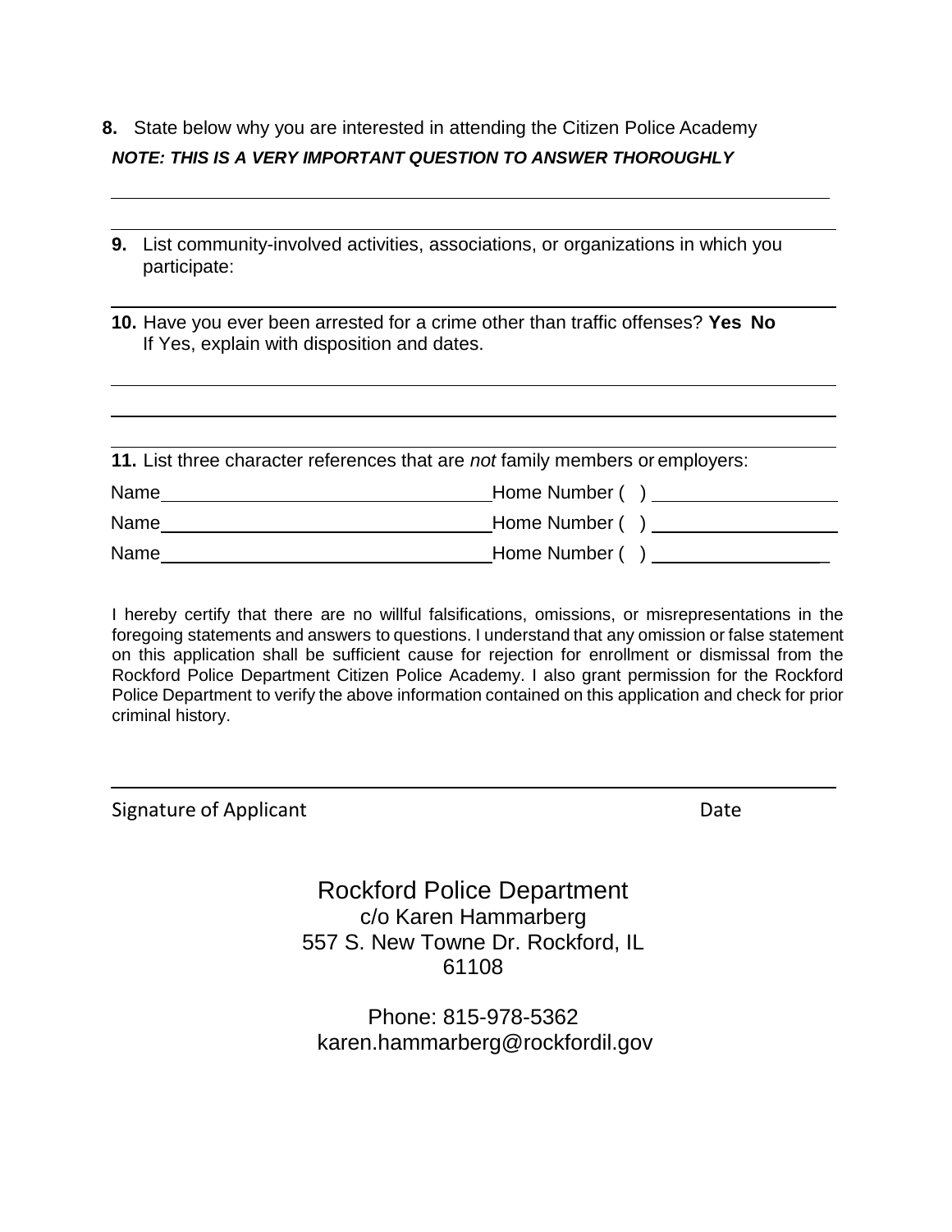**8.** State below why you are interested in attending the Citizen Police Academy

***NOTE: THIS IS A VERY IMPORTANT QUESTION TO ANSWER THOROUGHLY***

**9.** List community-involved activities, associations, or organizations in which you participate:

**10.** Have you ever been arrested for a crime other than traffic offenses? **Yes No**
If Yes, explain with disposition and dates.

**11.** List three character references that are *not* family members or employers:

Name ______________________ Home Number ( ) ______________

Name ______________________ Home Number ( ) ______________

Name ______________________ Home Number ( ) ______________

I hereby certify that there are no willful falsifications, omissions, or misrepresentations in the foregoing statements and answers to questions. I understand that any omission or false statement on this application shall be sufficient cause for rejection for enrollment or dismissal from the Rockford Police Department Citizen Police Academy. I also grant permission for the Rockford Police Department to verify the above information contained on this application and check for prior criminal history.

Signature of Applicant Date

Rockford Police Department
c/o Karen Hammarberg
557 S. New Towne Dr. Rockford, IL
61108

Phone: 815-978-5362
karen.hammarberg@rockfordil.gov